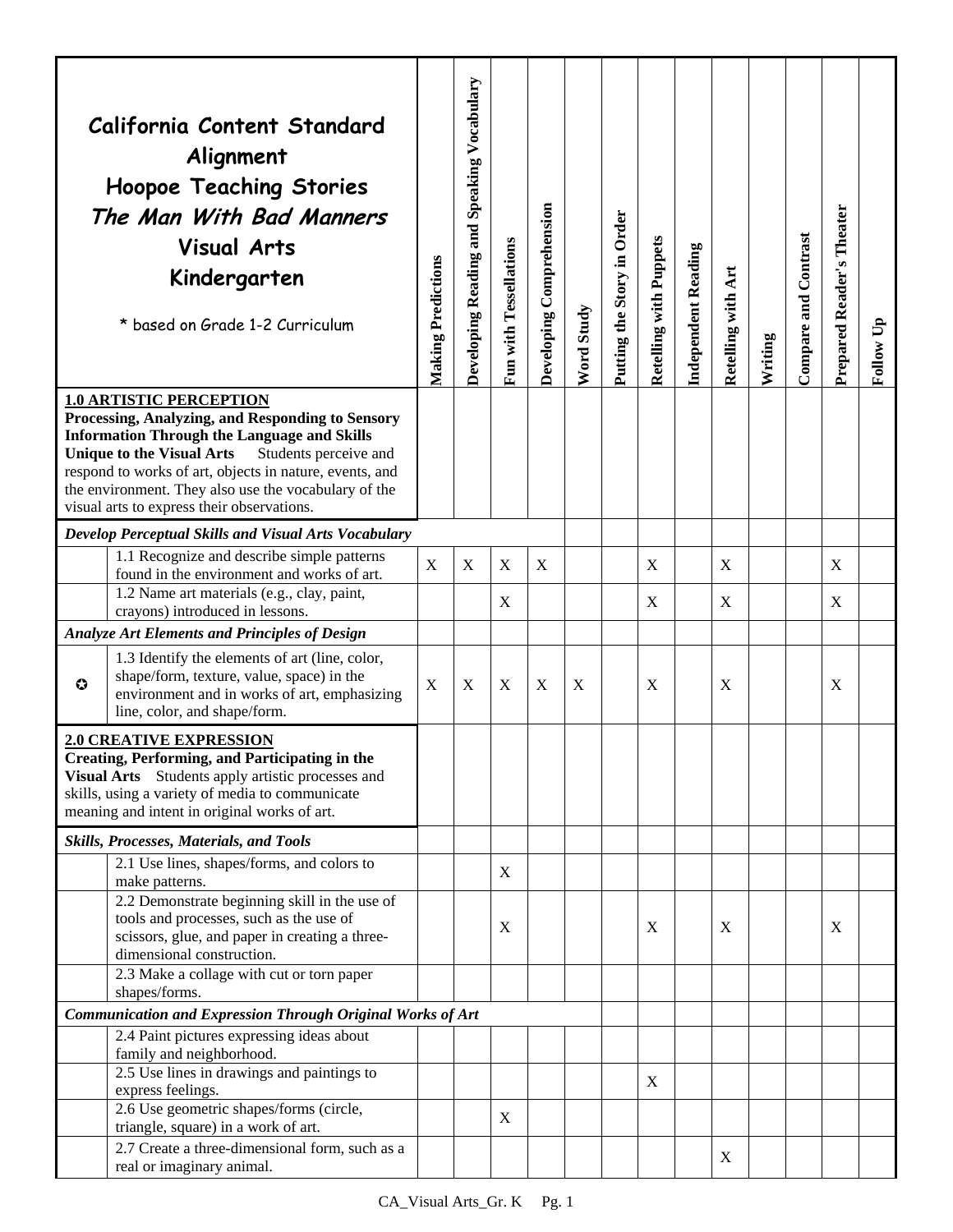# California Content Standard Alignment
# Hoopoe Teaching Stories
# *The Man With Bad Manners*
# Visual Arts
# Kindergarten

\* based on Grade 1-2 Curriculum

| | Standard | Making Predictions | Developing Reading and Speaking Vocabulary | Fun with Tessellations | Developing Comprehension | Word Study | Putting the Story in Order | Retelling with Puppets | Independent Reading | Retelling with Art | Writing | Compare and Contrast | Prepared Reader's Theater | Follow Up |
|---|---|---|---|---|---|---|---|---|---|---|---|---|---|---|
| **1.0 ARTISTIC PERCEPTION** | **Processing, Analyzing, and Responding to Sensory Information Through the Language and Skills Unique to the Visual Arts** Students perceive and respond to works of art, objects in nature, events, and the environment. They also use the vocabulary of the visual arts to express their observations. | | | | | | | | | | | | | |
| ***Develop Perceptual Skills and Visual Arts Vocabulary*** | | | | | | | | | | | | | | |
| | 1.1 Recognize and describe simple patterns found in the environment and works of art. | X | X | X | X | | | X | | X | | | X | |
| | 1.2 Name art materials (e.g., clay, paint, crayons) introduced in lessons. | | | X | | | | X | | X | | | X | |
| ***Analyze Art Elements and Principles of Design*** | | | | | | | | | | | | | | |
| ✪ | 1.3 Identify the elements of art (line, color, shape/form, texture, value, space) in the environment and in works of art, emphasizing line, color, and shape/form. | X | X | X | X | X | | X | | X | | | X | |
| **2.0 CREATIVE EXPRESSION** | **Creating, Performing, and Participating in the Visual Arts** Students apply artistic processes and skills, using a variety of media to communicate meaning and intent in original works of art. | | | | | | | | | | | | | |
| ***Skills, Processes, Materials, and Tools*** | | | | | | | | | | | | | | |
| | 2.1 Use lines, shapes/forms, and colors to make patterns. | | | X | | | | | | | | | | |
| | 2.2 Demonstrate beginning skill in the use of tools and processes, such as the use of scissors, glue, and paper in creating a three-dimensional construction. | | | X | | | | X | | X | | | X | |
| | 2.3 Make a collage with cut or torn paper shapes/forms. | | | | | | | | | | | | | |
| ***Communication and Expression Through Original Works of Art*** | | | | | | | | | | | | | | |
| | 2.4 Paint pictures expressing ideas about family and neighborhood. | | | | | | | | | | | | | |
| | 2.5 Use lines in drawings and paintings to express feelings. | | | | | | | X | | | | | | |
| | 2.6 Use geometric shapes/forms (circle, triangle, square) in a work of art. | | | X | | | | | | | | | | |
| | 2.7 Create a three-dimensional form, such as a real or imaginary animal. | | | | | | | | | X | | | | |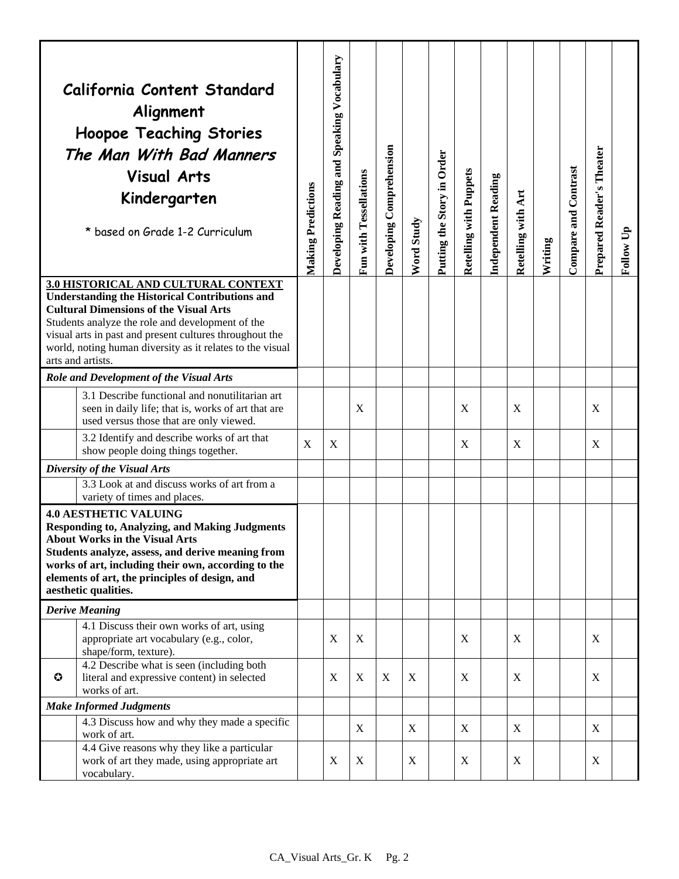| California Content Standard Alignment<br>Hoopoe Teaching Stories<br>*The Man With Bad Manners*<br>Visual Arts<br>Kindergarten<br><br>* based on Grade 1-2 Curriculum | | Making Predictions | Developing Reading and Speaking Vocabulary | Fun with Tessellations | Developing Comprehension | Word Study | Putting the Story in Order | Retelling with Puppets | Independent Reading | Retelling with Art | Writing | Compare and Contrast | Prepared Reader's Theater | Follow Up |
|---|---|---|---|---|---|---|---|---|---|---|---|---|---|---|
| **3.0 HISTORICAL AND CULTURAL CONTEXT**<br>**Understanding the Historical Contributions and Cultural Dimensions of the Visual Arts**<br>Students analyze the role and development of the visual arts in past and present cultures throughout the world, noting human diversity as it relates to the visual arts and artists. | | | | | | | | | | | | | | |
| ***Role and Development of the Visual Arts*** | | | | | | | | | | | | | | |
| | 3.1 Describe functional and nonutilitarian art seen in daily life; that is, works of art that are used versus those that are only viewed. | | | X | | | | X | | X | | | X | |
| | 3.2 Identify and describe works of art that show people doing things together. | X | X | | | | | X | | X | | | X | |
| ***Diversity of the Visual Arts*** | | | | | | | | | | | | | | |
| | 3.3 Look at and discuss works of art from a variety of times and places. | | | | | | | | | | | | | |
| **4.0 AESTHETIC VALUING**<br>**Responding to, Analyzing, and Making Judgments About Works in the Visual Arts**<br>**Students analyze, assess, and derive meaning from works of art, including their own, according to the elements of art, the principles of design, and aesthetic qualities.** | | | | | | | | | | | | | | |
| ***Derive Meaning*** | | | | | | | | | | | | | | |
| | 4.1 Discuss their own works of art, using appropriate art vocabulary (e.g., color, shape/form, texture). | | X | X | | | | X | | X | | | X | |
| ✪ | 4.2 Describe what is seen (including both literal and expressive content) in selected works of art. | | X | X | X | X | | X | | X | | | X | |
| ***Make Informed Judgments*** | | | | | | | | | | | | | | |
| | 4.3 Discuss how and why they made a specific work of art. | | | X | | X | | X | | X | | | X | |
| | 4.4 Give reasons why they like a particular work of art they made, using appropriate art vocabulary. | | X | X | | X | | X | | X | | | X | |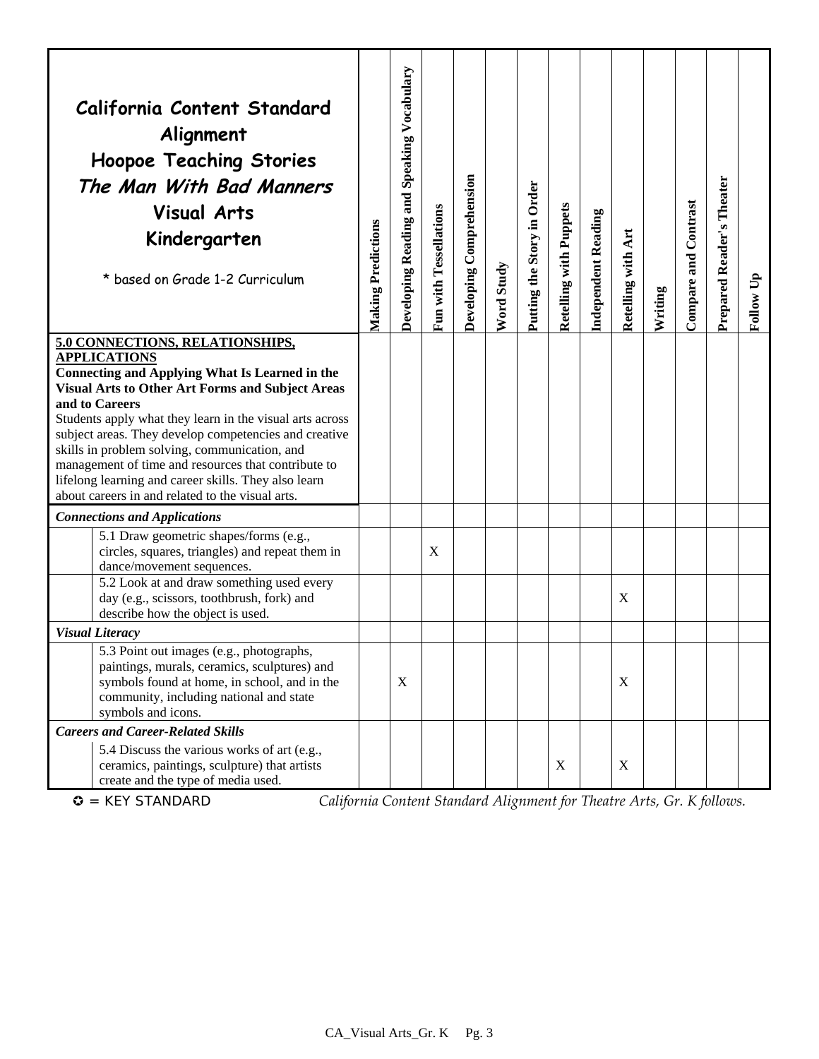| California Content Standard Alignment<br>Hoopoe Teaching Stories<br>*The Man With Bad Manners*<br>Visual Arts<br>Kindergarten<br><br>* based on Grade 1-2 Curriculum | Making Predictions | Developing Reading and Speaking Vocabulary | Fun with Tessellations | Developing Comprehension | Word Study | Putting the Story in Order | Retelling with Puppets | Independent Reading | Retelling with Art | Writing | Compare and Contrast | Prepared Reader's Theater | Follow Up |
|---|---|---|---|---|---|---|---|---|---|---|---|---|---|
| **5.0 CONNECTIONS, RELATIONSHIPS, APPLICATIONS**<br>**Connecting and Applying What Is Learned in the Visual Arts to Other Art Forms and Subject Areas and to Careers**<br>Students apply what they learn in the visual arts across subject areas. They develop competencies and creative skills in problem solving, communication, and management of time and resources that contribute to lifelong learning and career skills. They also learn about careers in and related to the visual arts. | | | | | | | | | | | | | |
| ***Connections and Applications*** | | | | | | | | | | | | | |
| 5.1 Draw geometric shapes/forms (e.g., circles, squares, triangles) and repeat them in dance/movement sequences. | | | X | | | | | | | | | | |
| 5.2 Look at and draw something used every day (e.g., scissors, toothbrush, fork) and describe how the object is used. | | | | | | | | | X | | | | |
| ***Visual Literacy*** | | | | | | | | | | | | | |
| 5.3 Point out images (e.g., photographs, paintings, murals, ceramics, sculptures) and symbols found at home, in school, and in the community, including national and state symbols and icons. | | X | | | | | | | X | | | | |
| ***Careers and Career-Related Skills*** | | | | | | | | | | | | | |
| 5.4 Discuss the various works of art (e.g., ceramics, paintings, sculpture) that artists create and the type of media used. | | | | | | | X | | X | | | | |

✪ = KEY STANDARD *California Content Standard Alignment for Theatre Arts, Gr. K follows.*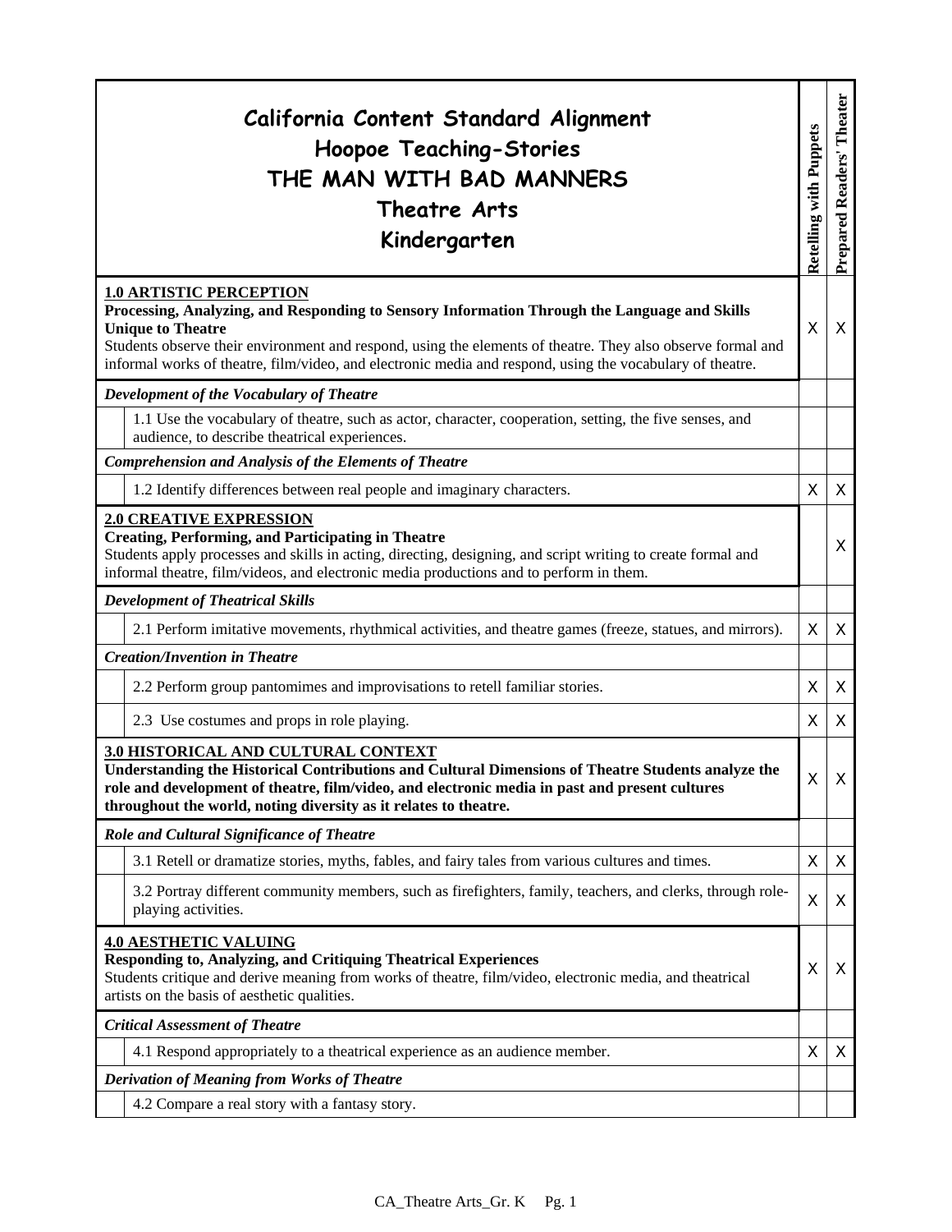| California Content Standard Alignment<br>Hoopoe Teaching-Stories<br>THE MAN WITH BAD MANNERS<br>Theatre Arts<br>Kindergarten | Retelling with Puppets | Prepared Readers' Theater |
|---|---|---|
| **1.0 ARTISTIC PERCEPTION**<br>**Processing, Analyzing, and Responding to Sensory Information Through the Language and Skills Unique to Theatre**<br>Students observe their environment and respond, using the elements of theatre. They also observe formal and informal works of theatre, film/video, and electronic media and respond, using the vocabulary of theatre. | X | X |
| ***Development of the Vocabulary of Theatre*** | | |
| 1.1 Use the vocabulary of theatre, such as actor, character, cooperation, setting, the five senses, and audience, to describe theatrical experiences. | | |
| ***Comprehension and Analysis of the Elements of Theatre*** | | |
| 1.2 Identify differences between real people and imaginary characters. | X | X |
| **2.0 CREATIVE EXPRESSION**<br>**Creating, Performing, and Participating in Theatre**<br>Students apply processes and skills in acting, directing, designing, and script writing to create formal and informal theatre, film/videos, and electronic media productions and to perform in them. | | X |
| ***Development of Theatrical Skills*** | | |
| 2.1 Perform imitative movements, rhythmical activities, and theatre games (freeze, statues, and mirrors). | X | X |
| ***Creation/Invention in Theatre*** | | |
| 2.2 Perform group pantomimes and improvisations to retell familiar stories. | X | X |
| 2.3 Use costumes and props in role playing. | X | X |
| **3.0 HISTORICAL AND CULTURAL CONTEXT**<br>**Understanding the Historical Contributions and Cultural Dimensions of Theatre Students analyze the role and development of theatre, film/video, and electronic media in past and present cultures throughout the world, noting diversity as it relates to theatre.** | X | X |
| ***Role and Cultural Significance of Theatre*** | | |
| 3.1 Retell or dramatize stories, myths, fables, and fairy tales from various cultures and times. | X | X |
| 3.2 Portray different community members, such as firefighters, family, teachers, and clerks, through role-playing activities. | X | X |
| **4.0 AESTHETIC VALUING**<br>**Responding to, Analyzing, and Critiquing Theatrical Experiences**<br>Students critique and derive meaning from works of theatre, film/video, electronic media, and theatrical artists on the basis of aesthetic qualities. | X | X |
| ***Critical Assessment of Theatre*** | | |
| 4.1 Respond appropriately to a theatrical experience as an audience member. | X | X |
| ***Derivation of Meaning from Works of Theatre*** | | |
| 4.2 Compare a real story with a fantasy story. | | |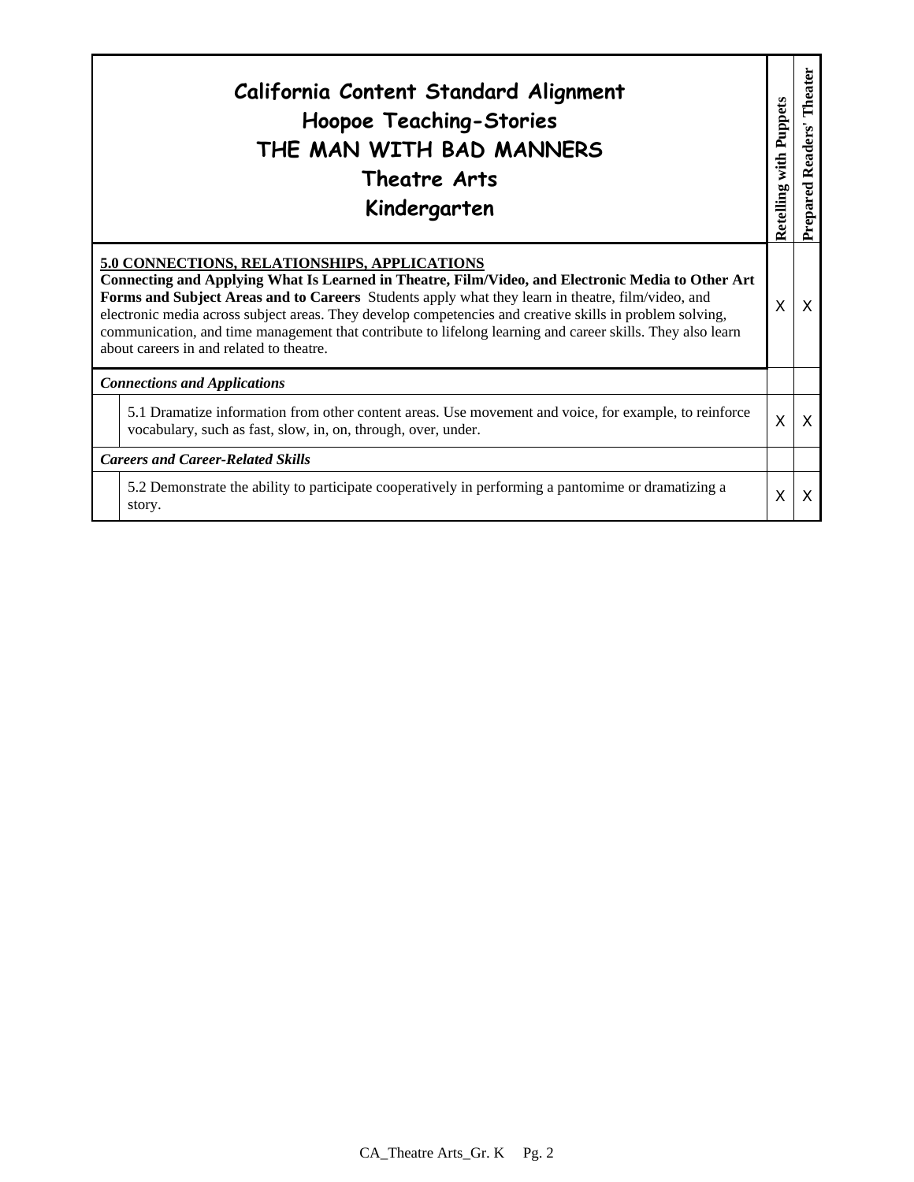| California Content Standard Alignment<br>Hoopoe Teaching-Stories<br>THE MAN WITH BAD MANNERS<br>Theatre Arts<br>Kindergarten | Retelling with Puppets | Prepared Readers' Theater |
|---|---|---|
| **5.0 CONNECTIONS, RELATIONSHIPS, APPLICATIONS**<br>**Connecting and Applying What Is Learned in Theatre, Film/Video, and Electronic Media to Other Art Forms and Subject Areas and to Careers** Students apply what they learn in theatre, film/video, and electronic media across subject areas. They develop competencies and creative skills in problem solving, communication, and time management that contribute to lifelong learning and career skills. They also learn about careers in and related to theatre. | X | X |
| ***Connections and Applications*** | | |
| 5.1 Dramatize information from other content areas. Use movement and voice, for example, to reinforce vocabulary, such as fast, slow, in, on, through, over, under. | X | X |
| ***Careers and Career-Related Skills*** | | |
| 5.2 Demonstrate the ability to participate cooperatively in performing a pantomime or dramatizing a story. | X | X |